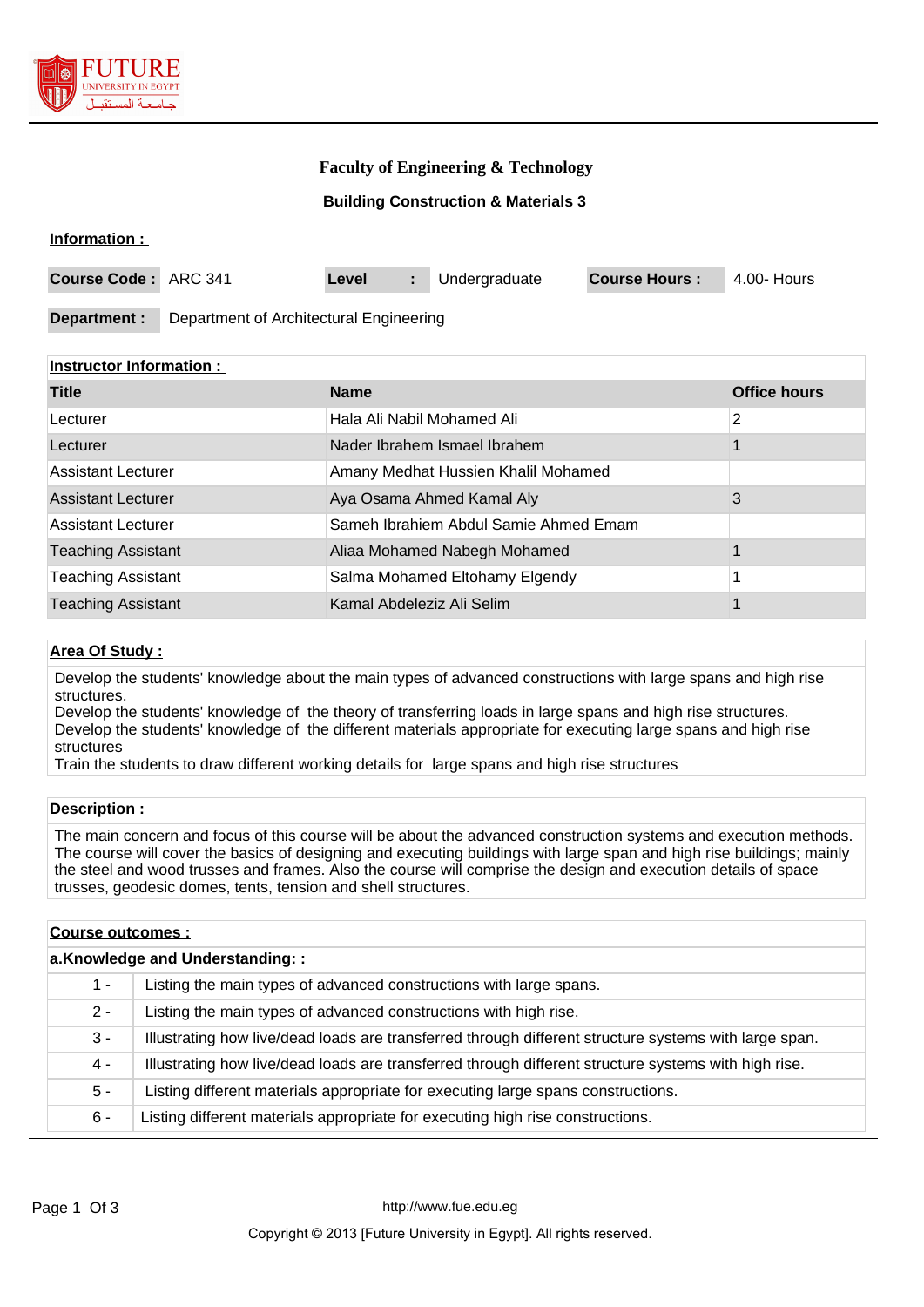FUTURE UNIVERSITY IN EGYPT

جامعة المستقبل

# Faculty of Engineering & Technology

## Building Construction & Materials 3

### Information :

**Course Code :** ARC 341 **Level** : Undergraduate **Course Hours :** 4.00- Hours

**Department :** Department of Architectural Engineering

### Instructor Information :

| Title | Name | Office hours |
|---|---|---|
| Lecturer | Hala Ali Nabil Mohamed Ali | 2 |
| Lecturer | Nader Ibrahem Ismael Ibrahem | 1 |
| Assistant Lecturer | Amany Medhat Hussien Khalil Mohamed | |
| Assistant Lecturer | Aya Osama Ahmed Kamal Aly | 3 |
| Assistant Lecturer | Sameh Ibrahiem Abdul Samie Ahmed Emam | |
| Teaching Assistant | Aliaa Mohamed Nabegh Mohamed | 1 |
| Teaching Assistant | Salma Mohamed Eltohamy Elgendy | 1 |
| Teaching Assistant | Kamal Abdeleziz Ali Selim | 1 |

### Area Of Study :

Develop the students' knowledge about the main types of advanced constructions with large spans and high rise structures.
Develop the students' knowledge of the theory of transferring loads in large spans and high rise structures.
Develop the students' knowledge of the different materials appropriate for executing large spans and high rise structures
Train the students to draw different working details for large spans and high rise structures

### Description :

The main concern and focus of this course will be about the advanced construction systems and execution methods. The course will cover the basics of designing and executing buildings with large span and high rise buildings; mainly the steel and wood trusses and frames. Also the course will comprise the design and execution details of space trusses, geodesic domes, tents, tension and shell structures.

### Course outcomes :

**a.Knowledge and Understanding: :**

| | |
|---|---|
| 1 - | Listing the main types of advanced constructions with large spans. |
| 2 - | Listing the main types of advanced constructions with high rise. |
| 3 - | Illustrating how live/dead loads are transferred through different structure systems with large span. |
| 4 - | Illustrating how live/dead loads are transferred through different structure systems with high rise. |
| 5 - | Listing different materials appropriate for executing large spans constructions. |
| 6 - | Listing different materials appropriate for executing high rise constructions. |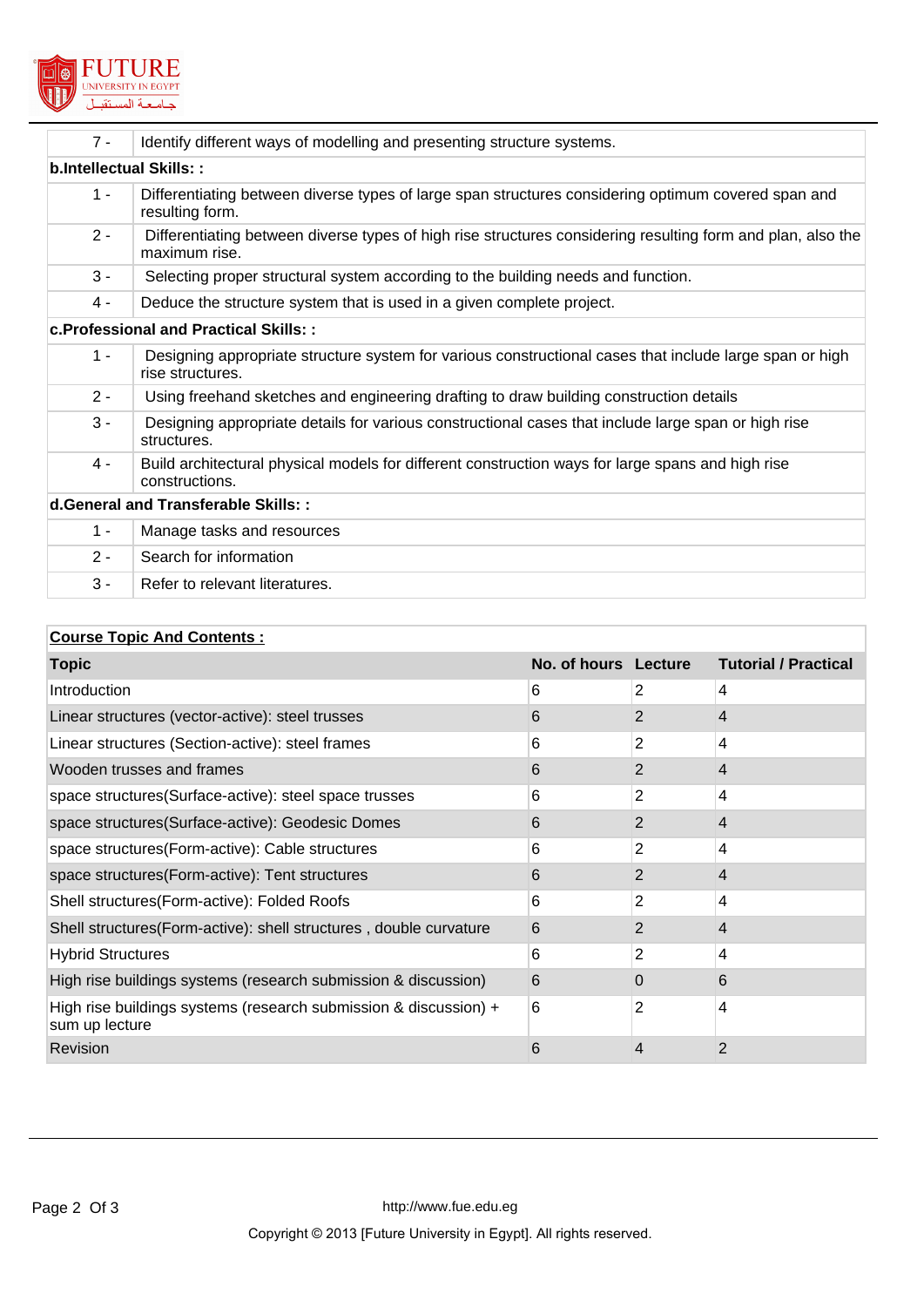| | |
|---|---|
| 7 - | Identify different ways of modelling and presenting structure systems. |

**b.Intellectual Skills: :**

| | |
|---|---|
| 1 - | Differentiating between diverse types of large span structures considering optimum covered span and resulting form. |
| 2 - | Differentiating between diverse types of high rise structures considering resulting form and plan, also the maximum rise. |
| 3 - | Selecting proper structural system according to the building needs and function. |
| 4 - | Deduce the structure system that is used in a given complete project. |

**c.Professional and Practical Skills: :**

| | |
|---|---|
| 1 - | Designing appropriate structure system for various constructional cases that include large span or high rise structures. |
| 2 - | Using freehand sketches and engineering drafting to draw building construction details |
| 3 - | Designing appropriate details for various constructional cases that include large span or high rise structures. |
| 4 - | Build architectural physical models for different construction ways for large spans and high rise constructions. |

**d.General and Transferable Skills: :**

| | |
|---|---|
| 1 - | Manage tasks and resources |
| 2 - | Search for information |
| 3 - | Refer to relevant literatures. |

**Course Topic And Contents :**

| Topic | No. of hours | Lecture | Tutorial / Practical |
|---|---|---|---|
| Introduction | 6 | 2 | 4 |
| Linear structures (vector-active): steel trusses | 6 | 2 | 4 |
| Linear structures (Section-active): steel frames | 6 | 2 | 4 |
| Wooden trusses and frames | 6 | 2 | 4 |
| space structures(Surface-active): steel space trusses | 6 | 2 | 4 |
| space structures(Surface-active): Geodesic Domes | 6 | 2 | 4 |
| space structures(Form-active): Cable structures | 6 | 2 | 4 |
| space structures(Form-active): Tent structures | 6 | 2 | 4 |
| Shell structures(Form-active): Folded Roofs | 6 | 2 | 4 |
| Shell structures(Form-active): shell structures , double curvature | 6 | 2 | 4 |
| Hybrid Structures | 6 | 2 | 4 |
| High rise buildings systems (research submission & discussion) | 6 | 0 | 6 |
| High rise buildings systems (research submission & discussion) + sum up lecture | 6 | 2 | 4 |
| Revision | 6 | 4 | 2 |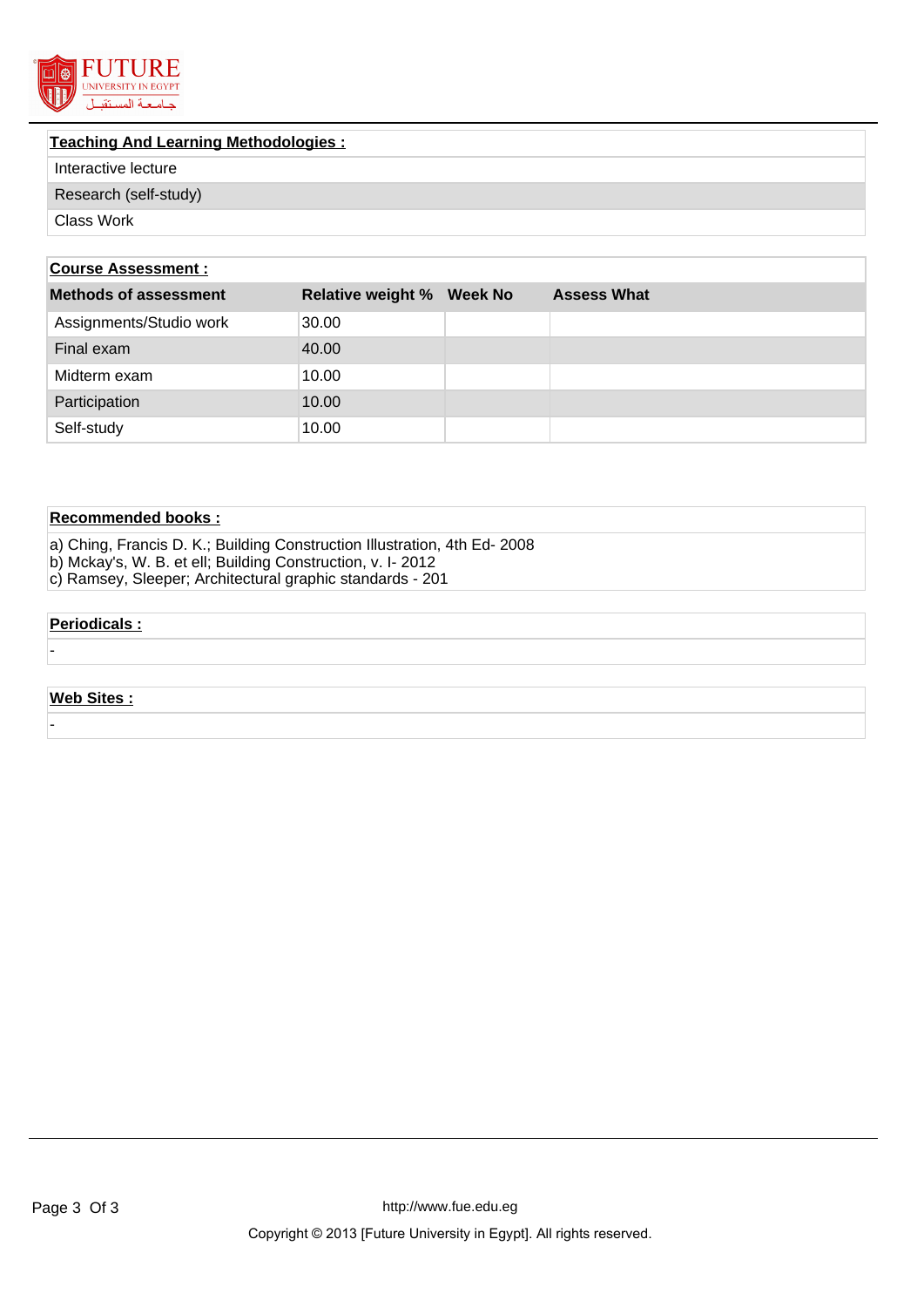**Teaching And Learning Methodologies :**

Interactive lecture

Research (self-study)

Class Work

**Course Assessment :**

| Methods of assessment | Relative weight % | Week No | Assess What |
|---|---|---|---|
| Assignments/Studio work | 30.00 | | |
| Final exam | 40.00 | | |
| Midterm exam | 10.00 | | |
| Participation | 10.00 | | |
| Self-study | 10.00 | | |

**Recommended books :**

a) Ching, Francis D. K.; Building Construction Illustration, 4th Ed- 2008
b) Mckay's, W. B. et ell; Building Construction, v. I- 2012
c) Ramsey, Sleeper; Architectural graphic standards - 201

**Periodicals :**

-

**Web Sites :**

-